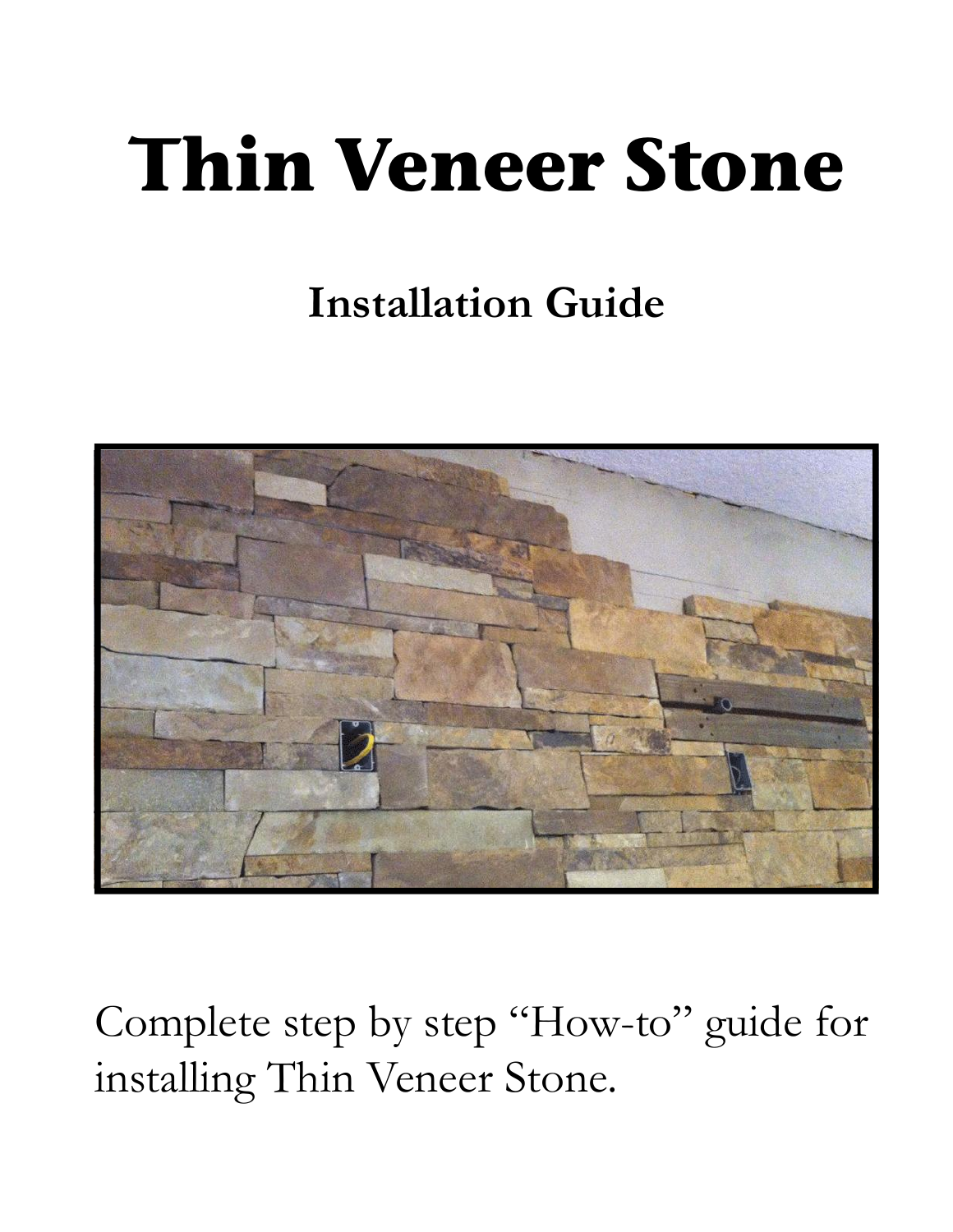# Thin Veneer Stone

## Installation Guide

Complete step by step "How-to" guide for installing Thin Veneer Stone.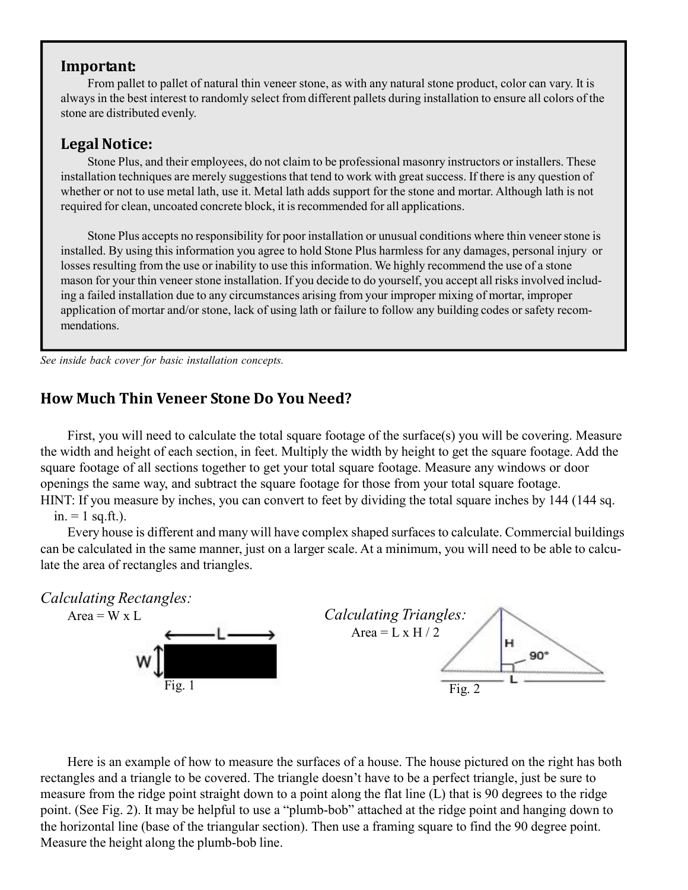### Important:

From pallet to pallet of natural thin veneer stone, as with any natural stone product, color can vary. It is always in the best interest to randomly select from different pallets during installation to ensure all colors of the stone are distributed evenly.

### Legal Notice:

Stone Plus, and their employees, do not claim to be professional masonry instructors or installers. These installation techniques are merely suggestions that tend to work with great success. If there is any question of whether or not to use metal lath, use it. Metal lath adds support for the stone and mortar. Although lath is not required for clean, uncoated concrete block, it is recommended for all applications.

Stone Plus accepts no responsibility for poor installation or unusual conditions where thin veneer stone is installed. By using this information you agree to hold Stone Plus harmless for any damages, personal injury or losses resulting from the use or inability to use this information. We highly recommend the use of a stone mason for your thin veneer stone installation. If you decide to do yourself, you accept all risks involved including a failed installation due to any circumstances arising from your improper mixing of mortar, improper application of mortar and/or stone, lack of using lath or failure to follow any building codes or safety recommendations.

*See inside back cover for basic installation concepts.*

## How Much Thin Veneer Stone Do You Need?

First, you will need to calculate the total square footage of the surface(s) you will be covering. Measure the width and height of each section, in feet. Multiply the width by height to get the square footage. Add the square footage of all sections together to get your total square footage. Measure any windows or door openings the same way, and subtract the square footage for those from your total square footage.

HINT: If you measure by inches, you can convert to feet by dividing the total square inches by 144 (144 sq. in. = 1 sq.ft.).

Every house is different and many will have complex shaped surfaces to calculate. Commercial buildings can be calculated in the same manner, just on a larger scale. At a minimum, you will need to be able to calculate the area of rectangles and triangles.

*Calculating Rectangles:*

Area = W x L

Fig. 1

*Calculating Triangles:*

Area = L x H / 2

Fig. 2

Here is an example of how to measure the surfaces of a house. The house pictured on the right has both rectangles and a triangle to be covered. The triangle doesn't have to be a perfect triangle, just be sure to measure from the ridge point straight down to a point along the flat line (L) that is 90 degrees to the ridge point. (See Fig. 2). It may be helpful to use a "plumb-bob" attached at the ridge point and hanging down to the horizontal line (base of the triangular section). Then use a framing square to find the 90 degree point. Measure the height along the plumb-bob line.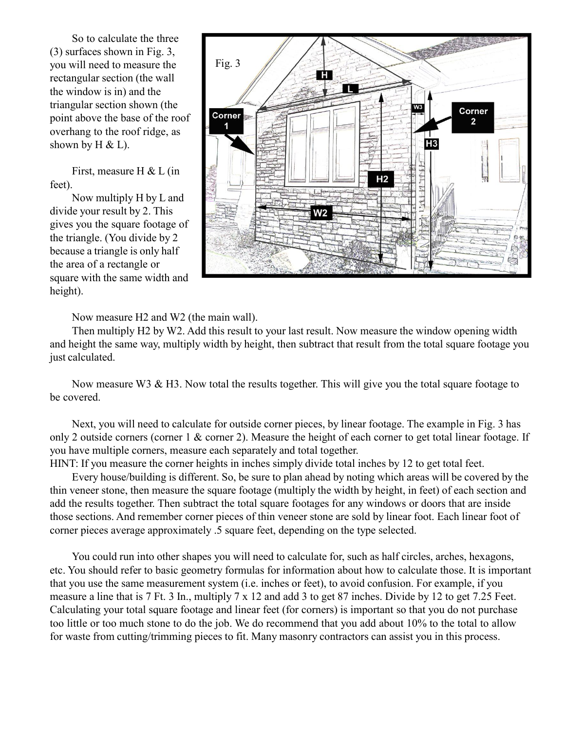So to calculate the three (3) surfaces shown in Fig. 3, you will need to measure the rectangular section (the wall the window is in) and the triangular section shown (the point above the base of the roof overhang to the roof ridge, as shown by H & L).

First, measure H & L (in feet).

Now multiply H by L and divide your result by 2. This gives you the square footage of the triangle. (You divide by 2 because a triangle is only half the area of a rectangle or square with the same width and height).

Now measure H2 and W2 (the main wall).

Then multiply H2 by W2. Add this result to your last result. Now measure the window opening width and height the same way, multiply width by height, then subtract that result from the total square footage you just calculated.

Now measure W3 & H3. Now total the results together. This will give you the total square footage to be covered.

Next, you will need to calculate for outside corner pieces, by linear footage. The example in Fig. 3 has only 2 outside corners (corner 1 & corner 2). Measure the height of each corner to get total linear footage. If you have multiple corners, measure each separately and total together.

HINT: If you measure the corner heights in inches simply divide total inches by 12 to get total feet.

Every house/building is different. So, be sure to plan ahead by noting which areas will be covered by the thin veneer stone, then measure the square footage (multiply the width by height, in feet) of each section and add the results together. Then subtract the total square footages for any windows or doors that are inside those sections. And remember corner pieces of thin veneer stone are sold by linear foot. Each linear foot of corner pieces average approximately .5 square feet, depending on the type selected.

You could run into other shapes you will need to calculate for, such as half circles, arches, hexagons, etc. You should refer to basic geometry formulas for information about how to calculate those. It is important that you use the same measurement system (i.e. inches or feet), to avoid confusion. For example, if you measure a line that is 7 Ft. 3 In., multiply 7 x 12 and add 3 to get 87 inches. Divide by 12 to get 7.25 Feet. Calculating your total square footage and linear feet (for corners) is important so that you do not purchase too little or too much stone to do the job. We do recommend that you add about 10% to the total to allow for waste from cutting/trimming pieces to fit. Many masonry contractors can assist you in this process.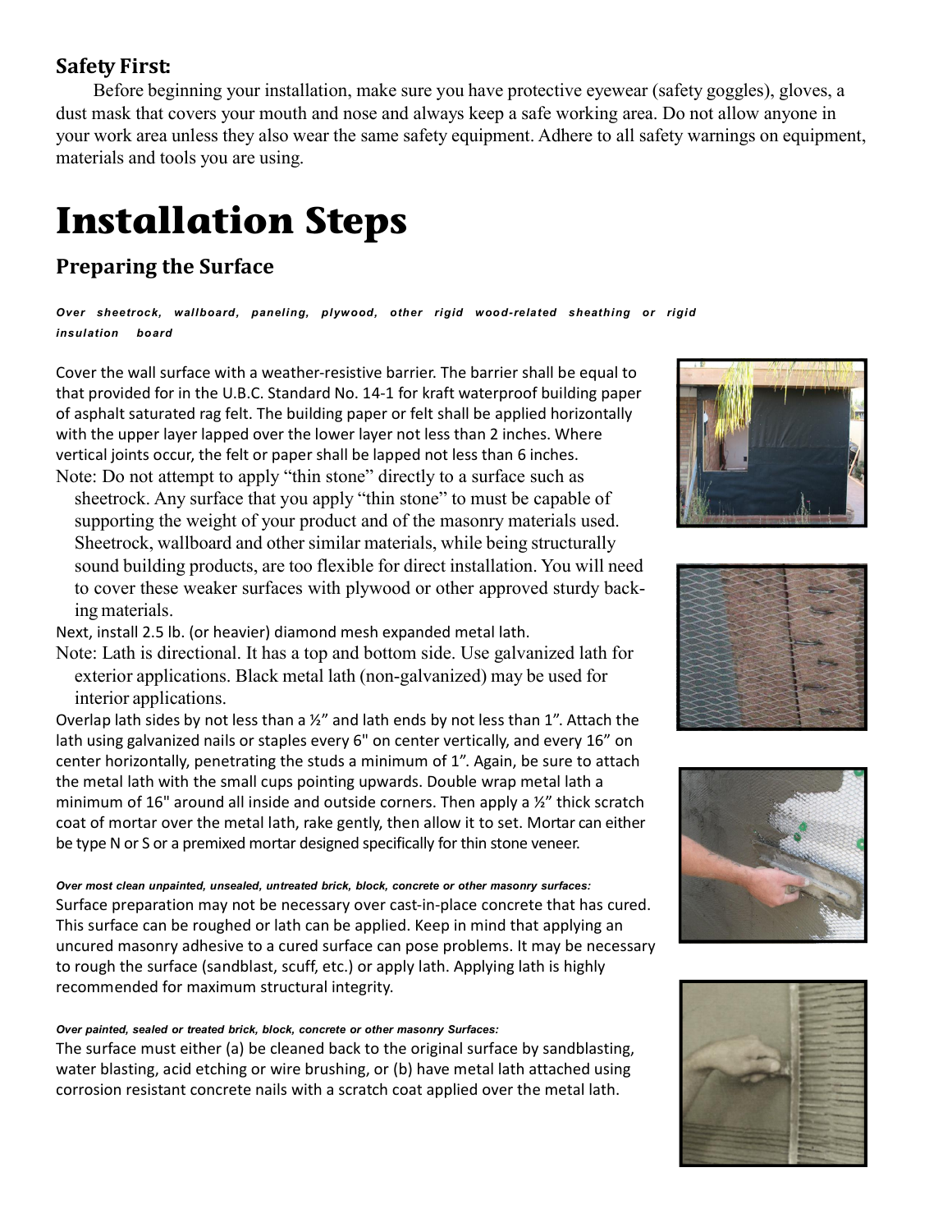**Safety First:**

Before beginning your installation, make sure you have protective eyewear (safety goggles), gloves, a dust mask that covers your mouth and nose and always keep a safe working area. Do not allow anyone in your work area unless they also wear the same safety equipment. Adhere to all safety warnings on equipment, materials and tools you are using.

# Installation Steps

## Preparing the Surface

***Over sheetrock, wallboard, paneling, plywood, other rigid wood-related sheathing or rigid insulation board***

Cover the wall surface with a weather-resistive barrier. The barrier shall be equal to that provided for in the U.B.C. Standard No. 14-1 for kraft waterproof building paper of asphalt saturated rag felt. The building paper or felt shall be applied horizontally with the upper layer lapped over the lower layer not less than 2 inches. Where vertical joints occur, the felt or paper shall be lapped not less than 6 inches.

Note: Do not attempt to apply "thin stone" directly to a surface such as sheetrock. Any surface that you apply "thin stone" to must be capable of supporting the weight of your product and of the masonry materials used. Sheetrock, wallboard and other similar materials, while being structurally sound building products, are too flexible for direct installation. You will need to cover these weaker surfaces with plywood or other approved sturdy backing materials.

Next, install 2.5 lb. (or heavier) diamond mesh expanded metal lath.

Note: Lath is directional. It has a top and bottom side. Use galvanized lath for exterior applications. Black metal lath (non-galvanized) may be used for interior applications.

Overlap lath sides by not less than a ½" and lath ends by not less than 1". Attach the lath using galvanized nails or staples every 6" on center vertically, and every 16" on center horizontally, penetrating the studs a minimum of 1". Again, be sure to attach the metal lath with the small cups pointing upwards. Double wrap metal lath a minimum of 16" around all inside and outside corners. Then apply a ½" thick scratch coat of mortar over the metal lath, rake gently, then allow it to set. Mortar can either be type N or S or a premixed mortar designed specifically for thin stone veneer.

***Over most clean unpainted, unsealed, untreated brick, block, concrete or other masonry surfaces:***

Surface preparation may not be necessary over cast-in-place concrete that has cured. This surface can be roughed or lath can be applied. Keep in mind that applying an uncured masonry adhesive to a cured surface can pose problems. It may be necessary to rough the surface (sandblast, scuff, etc.) or apply lath. Applying lath is highly recommended for maximum structural integrity.

***Over painted, sealed or treated brick, block, concrete or other masonry Surfaces:***

The surface must either (a) be cleaned back to the original surface by sandblasting, water blasting, acid etching or wire brushing, or (b) have metal lath attached using corrosion resistant concrete nails with a scratch coat applied over the metal lath.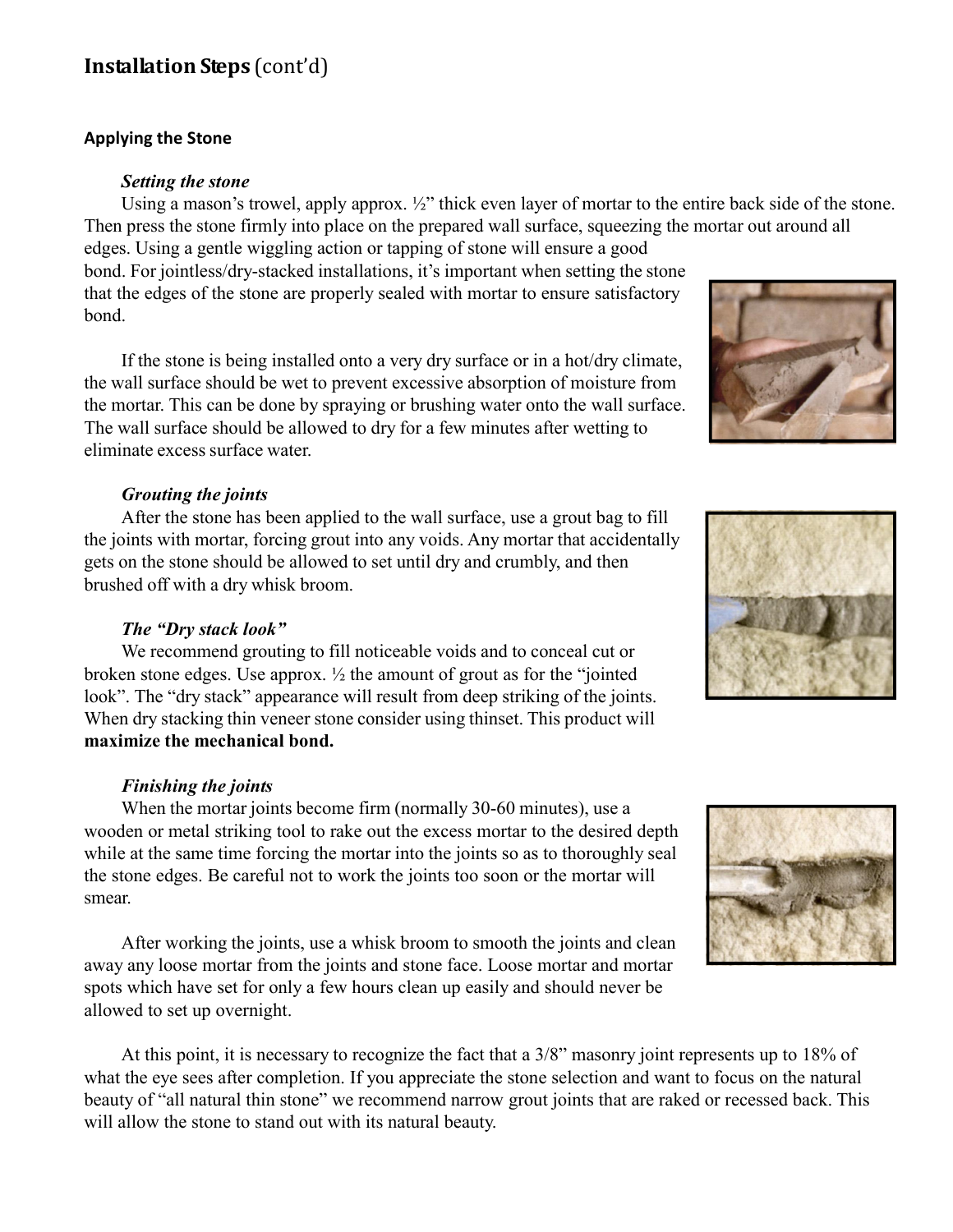## Installation Steps (cont'd)

### Applying the Stone

***Setting the stone***

Using a mason's trowel, apply approx. ½" thick even layer of mortar to the entire back side of the stone. Then press the stone firmly into place on the prepared wall surface, squeezing the mortar out around all edges. Using a gentle wiggling action or tapping of stone will ensure a good bond. For jointless/dry-stacked installations, it's important when setting the stone that the edges of the stone are properly sealed with mortar to ensure satisfactory bond.

If the stone is being installed onto a very dry surface or in a hot/dry climate, the wall surface should be wet to prevent excessive absorption of moisture from the mortar. This can be done by spraying or brushing water onto the wall surface. The wall surface should be allowed to dry for a few minutes after wetting to eliminate excess surface water.

***Grouting the joints***

After the stone has been applied to the wall surface, use a grout bag to fill the joints with mortar, forcing grout into any voids. Any mortar that accidentally gets on the stone should be allowed to set until dry and crumbly, and then brushed off with a dry whisk broom.

***The "Dry stack look"***

We recommend grouting to fill noticeable voids and to conceal cut or broken stone edges. Use approx. ½ the amount of grout as for the "jointed look". The "dry stack" appearance will result from deep striking of the joints. When dry stacking thin veneer stone consider using thinset. This product will **maximize the mechanical bond.**

***Finishing the joints***

When the mortar joints become firm (normally 30-60 minutes), use a wooden or metal striking tool to rake out the excess mortar to the desired depth while at the same time forcing the mortar into the joints so as to thoroughly seal the stone edges. Be careful not to work the joints too soon or the mortar will smear.

After working the joints, use a whisk broom to smooth the joints and clean away any loose mortar from the joints and stone face. Loose mortar and mortar spots which have set for only a few hours clean up easily and should never be allowed to set up overnight.

At this point, it is necessary to recognize the fact that a 3/8" masonry joint represents up to 18% of what the eye sees after completion. If you appreciate the stone selection and want to focus on the natural beauty of "all natural thin stone" we recommend narrow grout joints that are raked or recessed back. This will allow the stone to stand out with its natural beauty.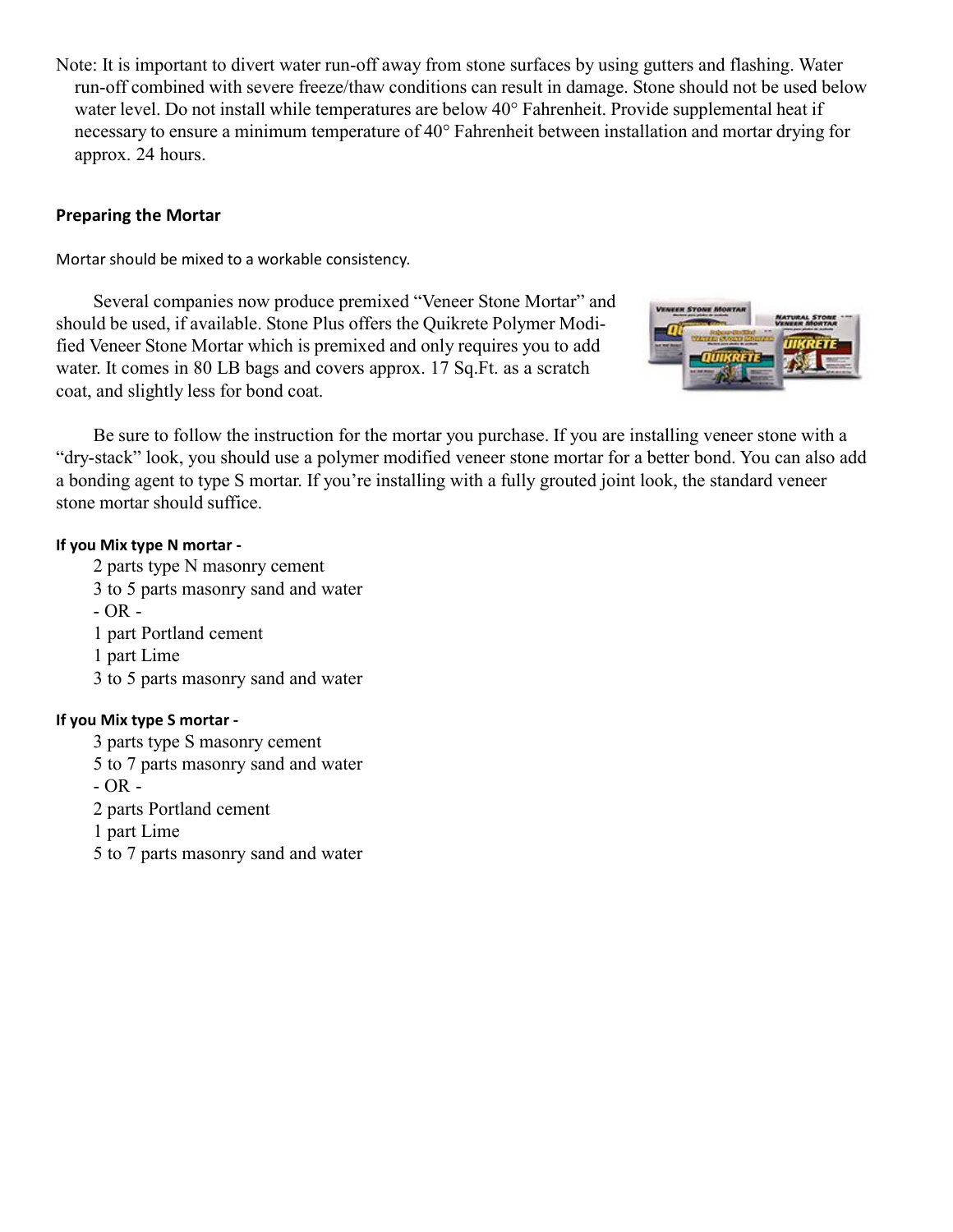Note: It is important to divert water run-off away from stone surfaces by using gutters and flashing. Water run-off combined with severe freeze/thaw conditions can result in damage. Stone should not be used below water level. Do not install while temperatures are below 40° Fahrenheit. Provide supplemental heat if necessary to ensure a minimum temperature of 40° Fahrenheit between installation and mortar drying for approx. 24 hours.

### Preparing the Mortar

Mortar should be mixed to a workable consistency.

Several companies now produce premixed "Veneer Stone Mortar" and should be used, if available. Stone Plus offers the Quikrete Polymer Modified Veneer Stone Mortar which is premixed and only requires you to add water. It comes in 80 LB bags and covers approx. 17 Sq.Ft. as a scratch coat, and slightly less for bond coat.

Be sure to follow the instruction for the mortar you purchase. If you are installing veneer stone with a "dry-stack" look, you should use a polymer modified veneer stone mortar for a better bond. You can also add a bonding agent to type S mortar. If you're installing with a fully grouted joint look, the standard veneer stone mortar should suffice.

**If you Mix type N mortar -**

2 parts type N masonry cement
3 to 5 parts masonry sand and water
- OR -
1 part Portland cement
1 part Lime
3 to 5 parts masonry sand and water

**If you Mix type S mortar -**

3 parts type S masonry cement
5 to 7 parts masonry sand and water
- OR -
2 parts Portland cement
1 part Lime
5 to 7 parts masonry sand and water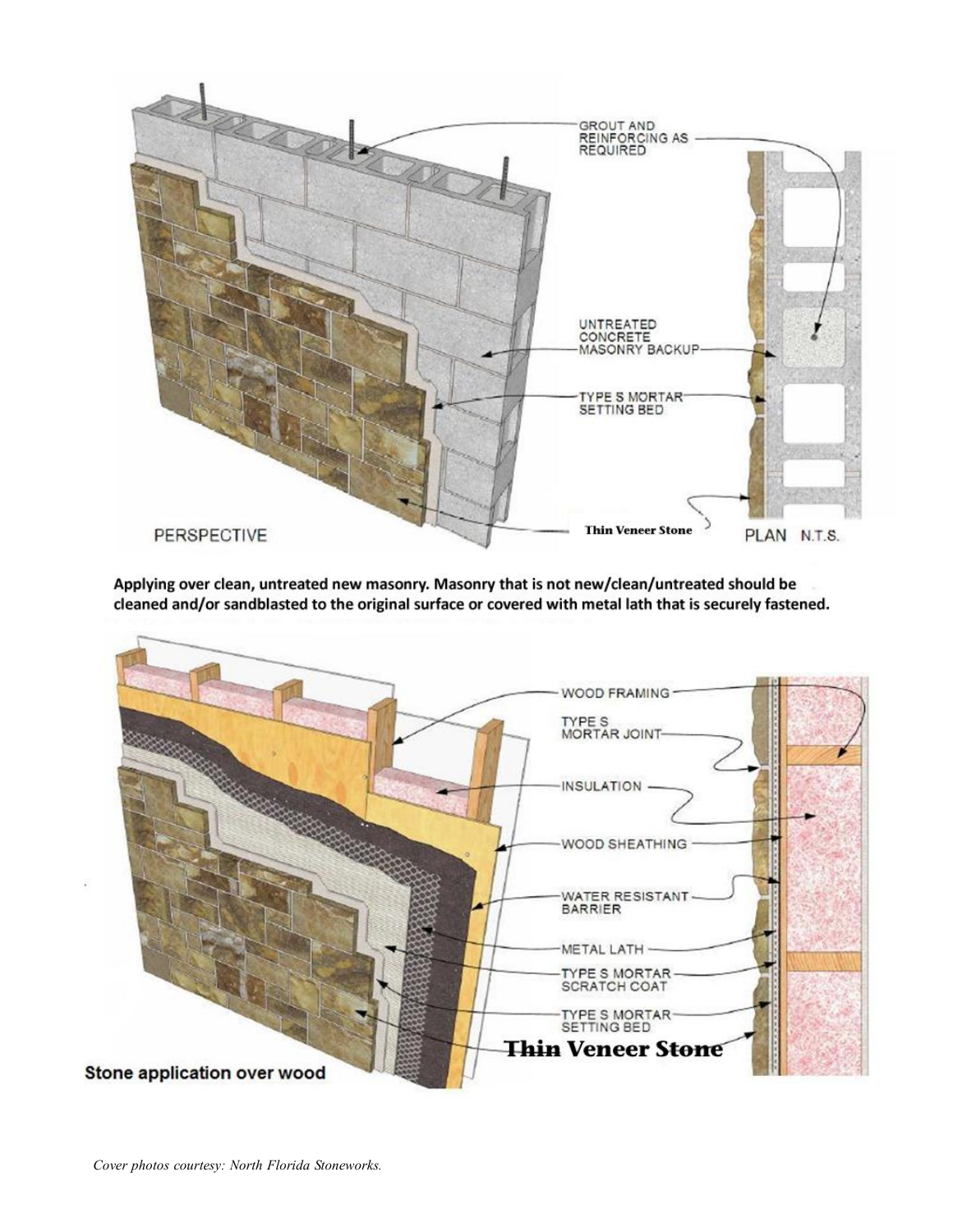GROUT AND REINFORCING AS REQUIRED

UNTREATED CONCRETE MASONRY BACKUP

TYPE S MORTAR SETTING BED

Thin Veneer Stone

PERSPECTIVE

PLAN N.T.S.

**Applying over clean, untreated new masonry. Masonry that is not new/clean/untreated should be cleaned and/or sandblasted to the original surface or covered with metal lath that is securely fastened.**

WOOD FRAMING

TYPE S MORTAR JOINT

INSULATION

WOOD SHEATHING

WATER RESISTANT BARRIER

METAL LATH

TYPE S MORTAR SCRATCH COAT

TYPE S MORTAR SETTING BED

Thin Veneer Stone

**Stone application over wood**

*Cover photos courtesy: North Florida Stoneworks.*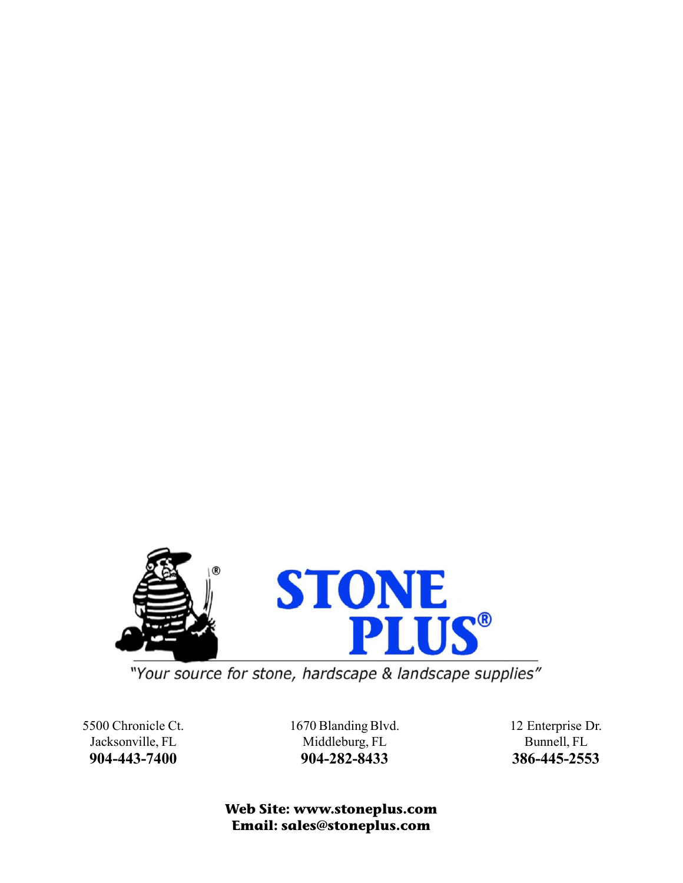**STONE PLUS®**

*"Your source for stone, hardscape & landscape supplies"*

5500 Chronicle Ct.
Jacksonville, FL
**904-443-7400**

1670 Blanding Blvd.
Middleburg, FL
**904-282-8433**

12 Enterprise Dr.
Bunnell, FL
**386-445-2553**

**Web Site: www.stoneplus.com**
**Email: sales@stoneplus.com**